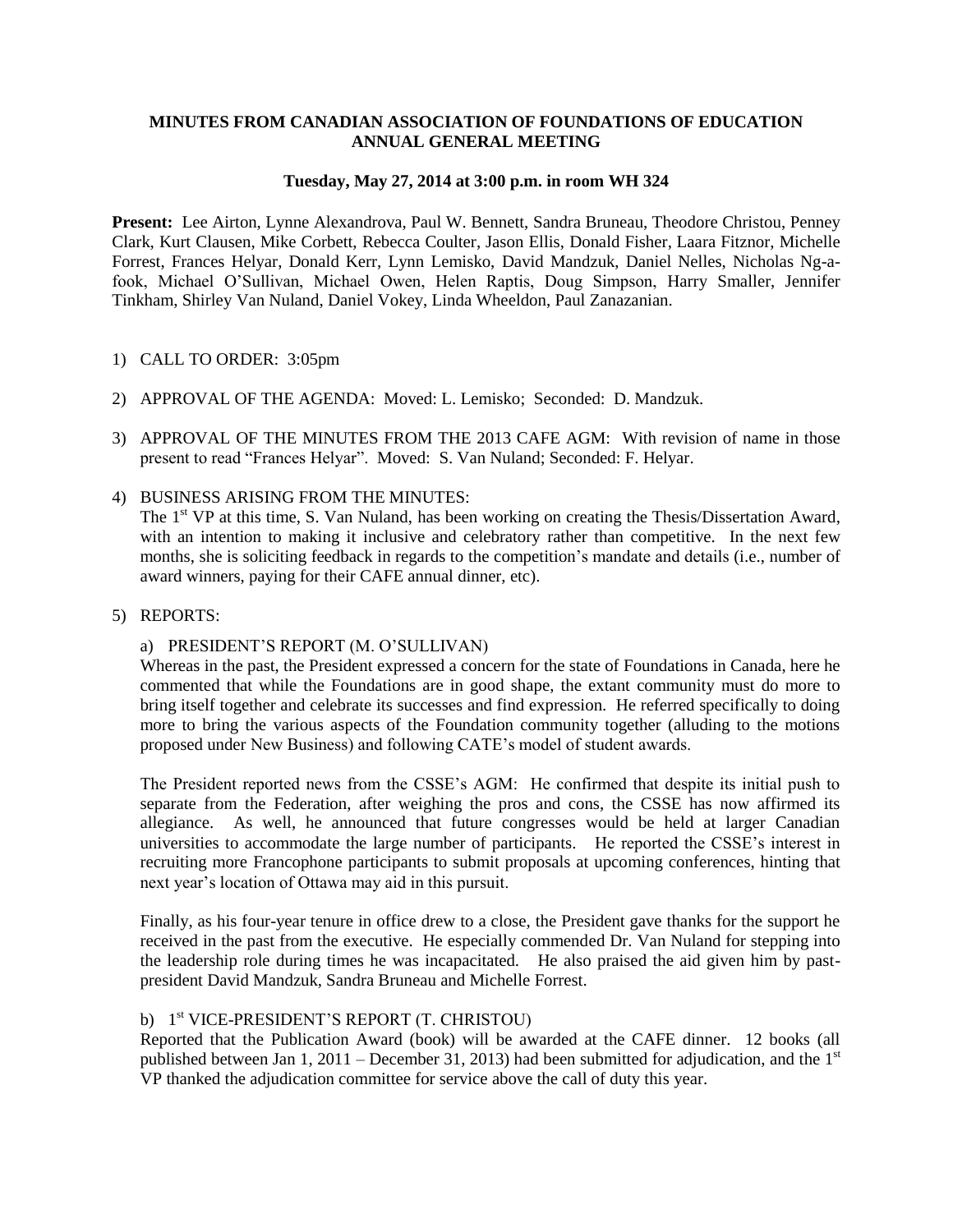**MINUTES FROM CANADIAN ASSOCIATION OF FOUNDATIONS OF EDUCATION ANNUAL GENERAL MEETING**

**Tuesday, May 27, 2014 at 3:00 p.m. in room WH 324**

**Present:** Lee Airton, Lynne Alexandrova, Paul W. Bennett, Sandra Bruneau, Theodore Christou, Penney Clark, Kurt Clausen, Mike Corbett, Rebecca Coulter, Jason Ellis, Donald Fisher, Laara Fitznor, Michelle Forrest, Frances Helyar, Donald Kerr, Lynn Lemisko, David Mandzuk, Daniel Nelles, Nicholas Ng-a-fook, Michael O'Sullivan, Michael Owen, Helen Raptis, Doug Simpson, Harry Smaller, Jennifer Tinkham, Shirley Van Nuland, Daniel Vokey, Linda Wheeldon, Paul Zanazanian.

1) CALL TO ORDER: 3:05pm

2) APPROVAL OF THE AGENDA: Moved: L. Lemisko; Seconded: D. Mandzuk.

3) APPROVAL OF THE MINUTES FROM THE 2013 CAFE AGM: With revision of name in those present to read "Frances Helyar". Moved: S. Van Nuland; Seconded: F. Helyar.

4) BUSINESS ARISING FROM THE MINUTES:
   The 1st VP at this time, S. Van Nuland, has been working on creating the Thesis/Dissertation Award, with an intention to making it inclusive and celebratory rather than competitive. In the next few months, she is soliciting feedback in regards to the competition's mandate and details (i.e., number of award winners, paying for their CAFE annual dinner, etc).

5) REPORTS:

   a) PRESIDENT'S REPORT (M. O'SULLIVAN)
   Whereas in the past, the President expressed a concern for the state of Foundations in Canada, here he commented that while the Foundations are in good shape, the extant community must do more to bring itself together and celebrate its successes and find expression. He referred specifically to doing more to bring the various aspects of the Foundation community together (alluding to the motions proposed under New Business) and following CATE's model of student awards.

   The President reported news from the CSSE's AGM: He confirmed that despite its initial push to separate from the Federation, after weighing the pros and cons, the CSSE has now affirmed its allegiance. As well, he announced that future congresses would be held at larger Canadian universities to accommodate the large number of participants. He reported the CSSE's interest in recruiting more Francophone participants to submit proposals at upcoming conferences, hinting that next year's location of Ottawa may aid in this pursuit.

   Finally, as his four-year tenure in office drew to a close, the President gave thanks for the support he received in the past from the executive. He especially commended Dr. Van Nuland for stepping into the leadership role during times he was incapacitated. He also praised the aid given him by past-president David Mandzuk, Sandra Bruneau and Michelle Forrest.

   b) 1st VICE-PRESIDENT'S REPORT (T. CHRISTOU)
   Reported that the Publication Award (book) will be awarded at the CAFE dinner. 12 books (all published between Jan 1, 2011 – December 31, 2013) had been submitted for adjudication, and the 1st VP thanked the adjudication committee for service above the call of duty this year.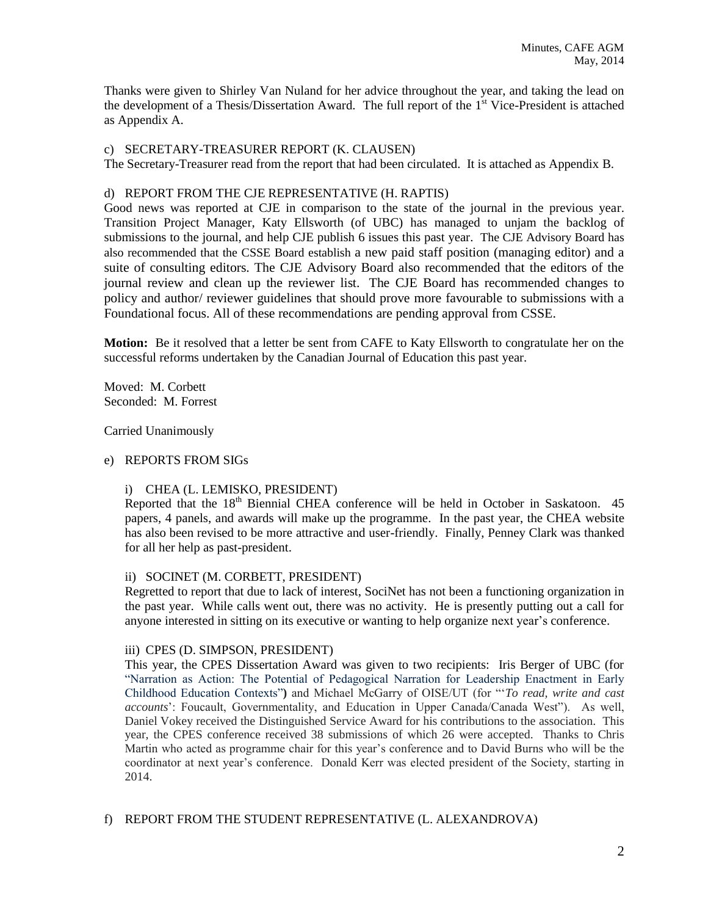Thanks were given to Shirley Van Nuland for her advice throughout the year, and taking the lead on the development of a Thesis/Dissertation Award. The full report of the 1st Vice-President is attached as Appendix A.

c) SECRETARY-TREASURER REPORT (K. CLAUSEN)

The Secretary-Treasurer read from the report that had been circulated. It is attached as Appendix B.

d) REPORT FROM THE CJE REPRESENTATIVE (H. RAPTIS)

Good news was reported at CJE in comparison to the state of the journal in the previous year. Transition Project Manager, Katy Ellsworth (of UBC) has managed to unjam the backlog of submissions to the journal, and help CJE publish 6 issues this past year. The CJE Advisory Board has also recommended that the CSSE Board establish a new paid staff position (managing editor) and a suite of consulting editors. The CJE Advisory Board also recommended that the editors of the journal review and clean up the reviewer list. The CJE Board has recommended changes to policy and author/ reviewer guidelines that should prove more favourable to submissions with a Foundational focus. All of these recommendations are pending approval from CSSE.

**Motion:** Be it resolved that a letter be sent from CAFE to Katy Ellsworth to congratulate her on the successful reforms undertaken by the Canadian Journal of Education this past year.

Moved: M. Corbett
Seconded: M. Forrest

Carried Unanimously

e) REPORTS FROM SIGs

i) CHEA (L. LEMISKO, PRESIDENT)

Reported that the 18th Biennial CHEA conference will be held in October in Saskatoon. 45 papers, 4 panels, and awards will make up the programme. In the past year, the CHEA website has also been revised to be more attractive and user-friendly. Finally, Penney Clark was thanked for all her help as past-president.

ii) SOCINET (M. CORBETT, PRESIDENT)

Regretted to report that due to lack of interest, SociNet has not been a functioning organization in the past year. While calls went out, there was no activity. He is presently putting out a call for anyone interested in sitting on its executive or wanting to help organize next year's conference.

iii) CPES (D. SIMPSON, PRESIDENT)

This year, the CPES Dissertation Award was given to two recipients: Iris Berger of UBC (for "Narration as Action: The Potential of Pedagogical Narration for Leadership Enactment in Early Childhood Education Contexts"**)** and Michael McGarry of OISE/UT (for "'*To read, write and cast accounts*': Foucault, Governmentality, and Education in Upper Canada/Canada West"). As well, Daniel Vokey received the Distinguished Service Award for his contributions to the association. This year, the CPES conference received 38 submissions of which 26 were accepted. Thanks to Chris Martin who acted as programme chair for this year's conference and to David Burns who will be the coordinator at next year's conference. Donald Kerr was elected president of the Society, starting in 2014.

f) REPORT FROM THE STUDENT REPRESENTATIVE (L. ALEXANDROVA)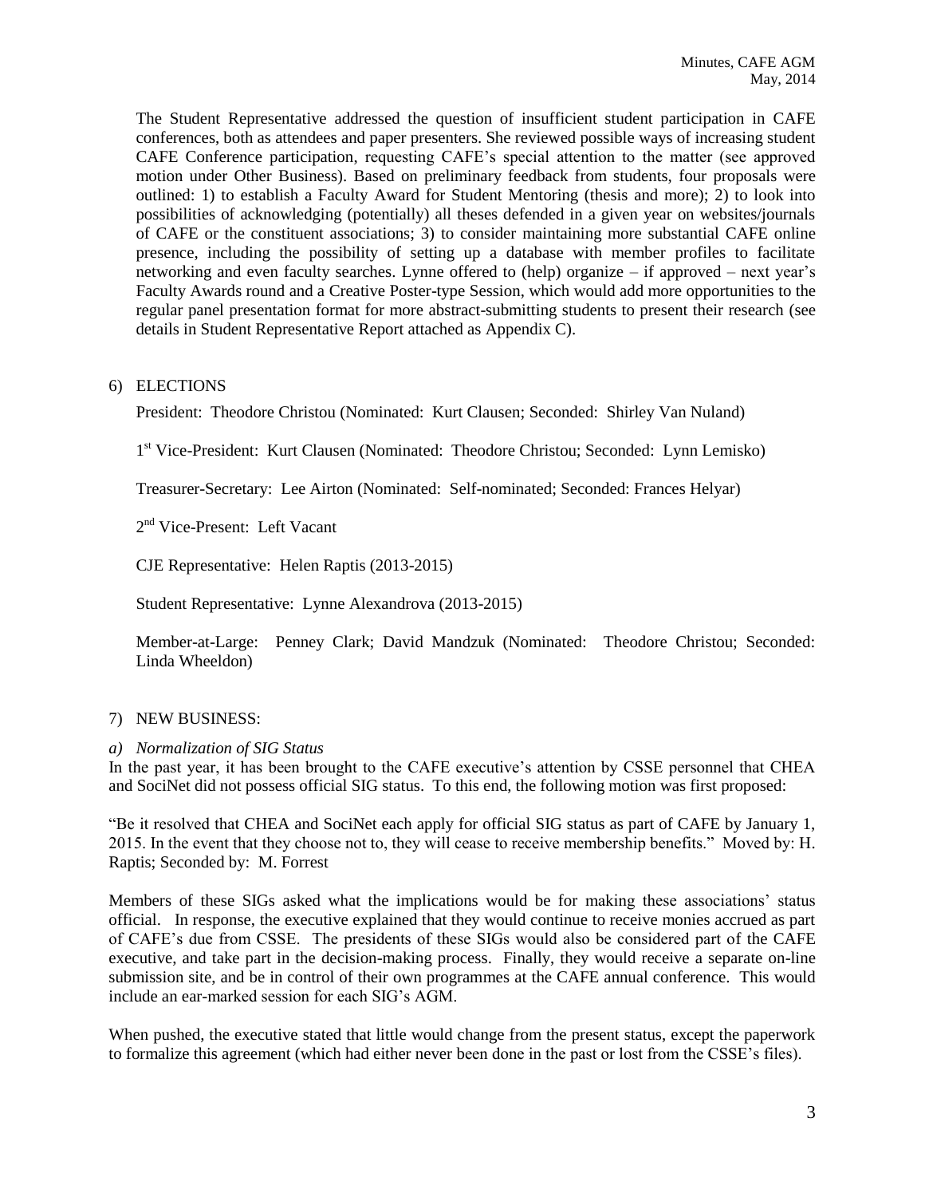The Student Representative addressed the question of insufficient student participation in CAFE conferences, both as attendees and paper presenters. She reviewed possible ways of increasing student CAFE Conference participation, requesting CAFE's special attention to the matter (see approved motion under Other Business). Based on preliminary feedback from students, four proposals were outlined: 1) to establish a Faculty Award for Student Mentoring (thesis and more); 2) to look into possibilities of acknowledging (potentially) all theses defended in a given year on websites/journals of CAFE or the constituent associations; 3) to consider maintaining more substantial CAFE online presence, including the possibility of setting up a database with member profiles to facilitate networking and even faculty searches. Lynne offered to (help) organize – if approved – next year's Faculty Awards round and a Creative Poster-type Session, which would add more opportunities to the regular panel presentation format for more abstract-submitting students to present their research (see details in Student Representative Report attached as Appendix C).

6) ELECTIONS

President: Theodore Christou (Nominated: Kurt Clausen; Seconded: Shirley Van Nuland)

1st Vice-President: Kurt Clausen (Nominated: Theodore Christou; Seconded: Lynn Lemisko)

Treasurer-Secretary: Lee Airton (Nominated: Self-nominated; Seconded: Frances Helyar)

2nd Vice-Present: Left Vacant

CJE Representative: Helen Raptis (2013-2015)

Student Representative: Lynne Alexandrova (2013-2015)

Member-at-Large: Penney Clark; David Mandzuk (Nominated: Theodore Christou; Seconded: Linda Wheeldon)

7) NEW BUSINESS:

*a) Normalization of SIG Status*

In the past year, it has been brought to the CAFE executive's attention by CSSE personnel that CHEA and SociNet did not possess official SIG status. To this end, the following motion was first proposed:

"Be it resolved that CHEA and SociNet each apply for official SIG status as part of CAFE by January 1, 2015. In the event that they choose not to, they will cease to receive membership benefits." Moved by: H. Raptis; Seconded by: M. Forrest

Members of these SIGs asked what the implications would be for making these associations' status official. In response, the executive explained that they would continue to receive monies accrued as part of CAFE's due from CSSE. The presidents of these SIGs would also be considered part of the CAFE executive, and take part in the decision-making process. Finally, they would receive a separate on-line submission site, and be in control of their own programmes at the CAFE annual conference. This would include an ear-marked session for each SIG's AGM.

When pushed, the executive stated that little would change from the present status, except the paperwork to formalize this agreement (which had either never been done in the past or lost from the CSSE's files).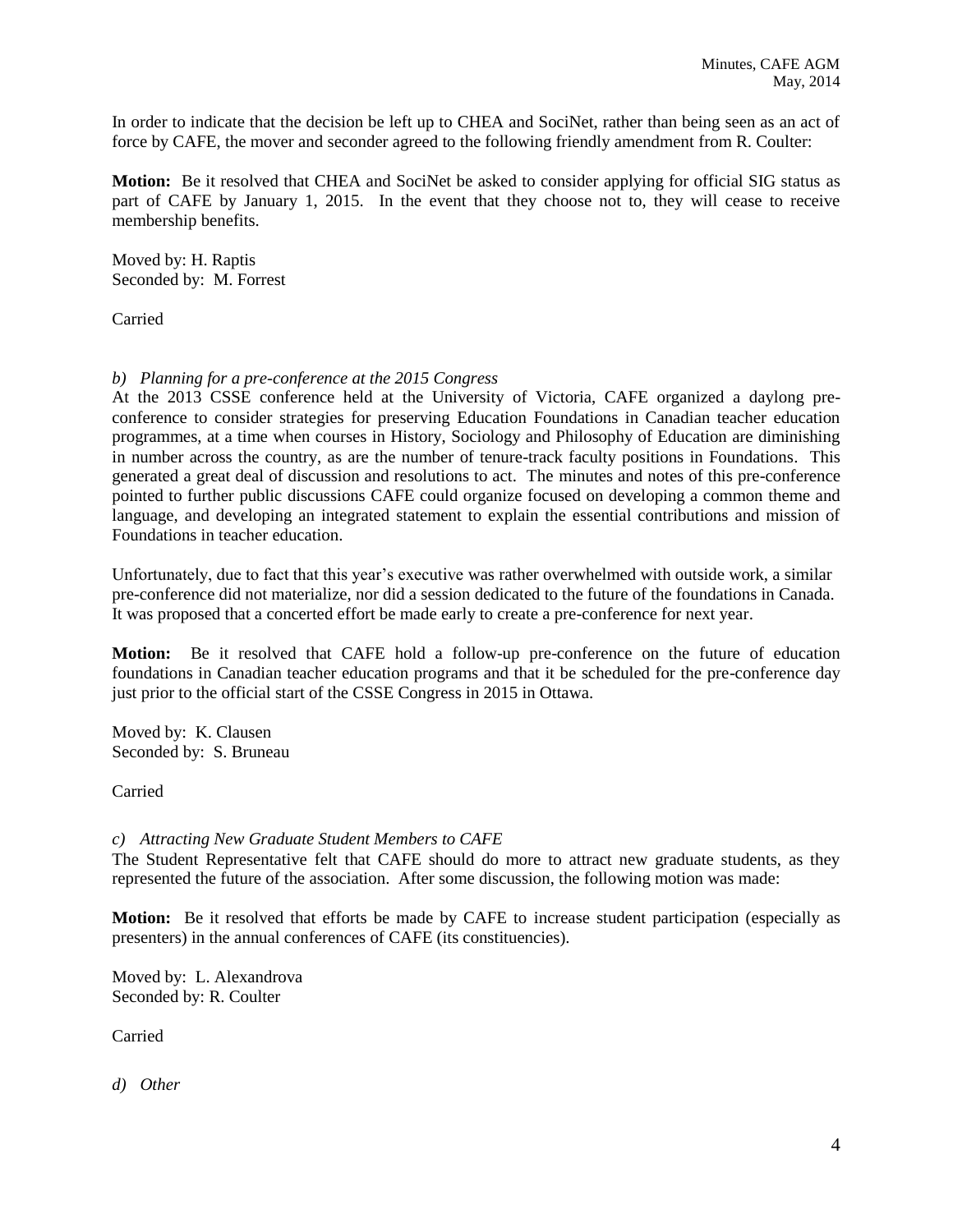In order to indicate that the decision be left up to CHEA and SociNet, rather than being seen as an act of force by CAFE, the mover and seconder agreed to the following friendly amendment from R. Coulter:

**Motion:** Be it resolved that CHEA and SociNet be asked to consider applying for official SIG status as part of CAFE by January 1, 2015. In the event that they choose not to, they will cease to receive membership benefits.

Moved by: H. Raptis
Seconded by: M. Forrest

Carried

*b) Planning for a pre-conference at the 2015 Congress*

At the 2013 CSSE conference held at the University of Victoria, CAFE organized a daylong pre-conference to consider strategies for preserving Education Foundations in Canadian teacher education programmes, at a time when courses in History, Sociology and Philosophy of Education are diminishing in number across the country, as are the number of tenure-track faculty positions in Foundations. This generated a great deal of discussion and resolutions to act. The minutes and notes of this pre-conference pointed to further public discussions CAFE could organize focused on developing a common theme and language, and developing an integrated statement to explain the essential contributions and mission of Foundations in teacher education.

Unfortunately, due to fact that this year's executive was rather overwhelmed with outside work, a similar pre-conference did not materialize, nor did a session dedicated to the future of the foundations in Canada. It was proposed that a concerted effort be made early to create a pre-conference for next year.

**Motion:** Be it resolved that CAFE hold a follow-up pre-conference on the future of education foundations in Canadian teacher education programs and that it be scheduled for the pre-conference day just prior to the official start of the CSSE Congress in 2015 in Ottawa.

Moved by: K. Clausen
Seconded by: S. Bruneau

Carried

*c) Attracting New Graduate Student Members to CAFE*

The Student Representative felt that CAFE should do more to attract new graduate students, as they represented the future of the association. After some discussion, the following motion was made:

**Motion:** Be it resolved that efforts be made by CAFE to increase student participation (especially as presenters) in the annual conferences of CAFE (its constituencies).

Moved by: L. Alexandrova
Seconded by: R. Coulter

Carried

*d) Other*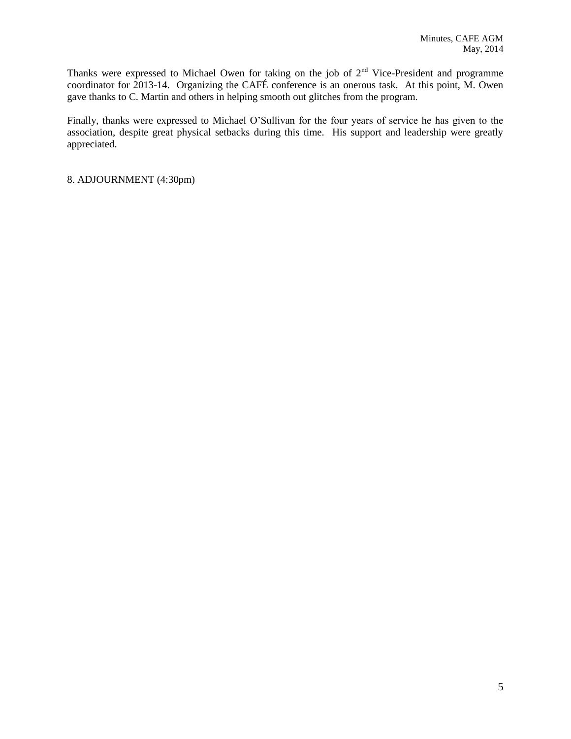Thanks were expressed to Michael Owen for taking on the job of 2nd Vice-President and programme coordinator for 2013-14. Organizing the CAFÉ conference is an onerous task. At this point, M. Owen gave thanks to C. Martin and others in helping smooth out glitches from the program.

Finally, thanks were expressed to Michael O'Sullivan for the four years of service he has given to the association, despite great physical setbacks during this time. His support and leadership were greatly appreciated.

8. ADJOURNMENT (4:30pm)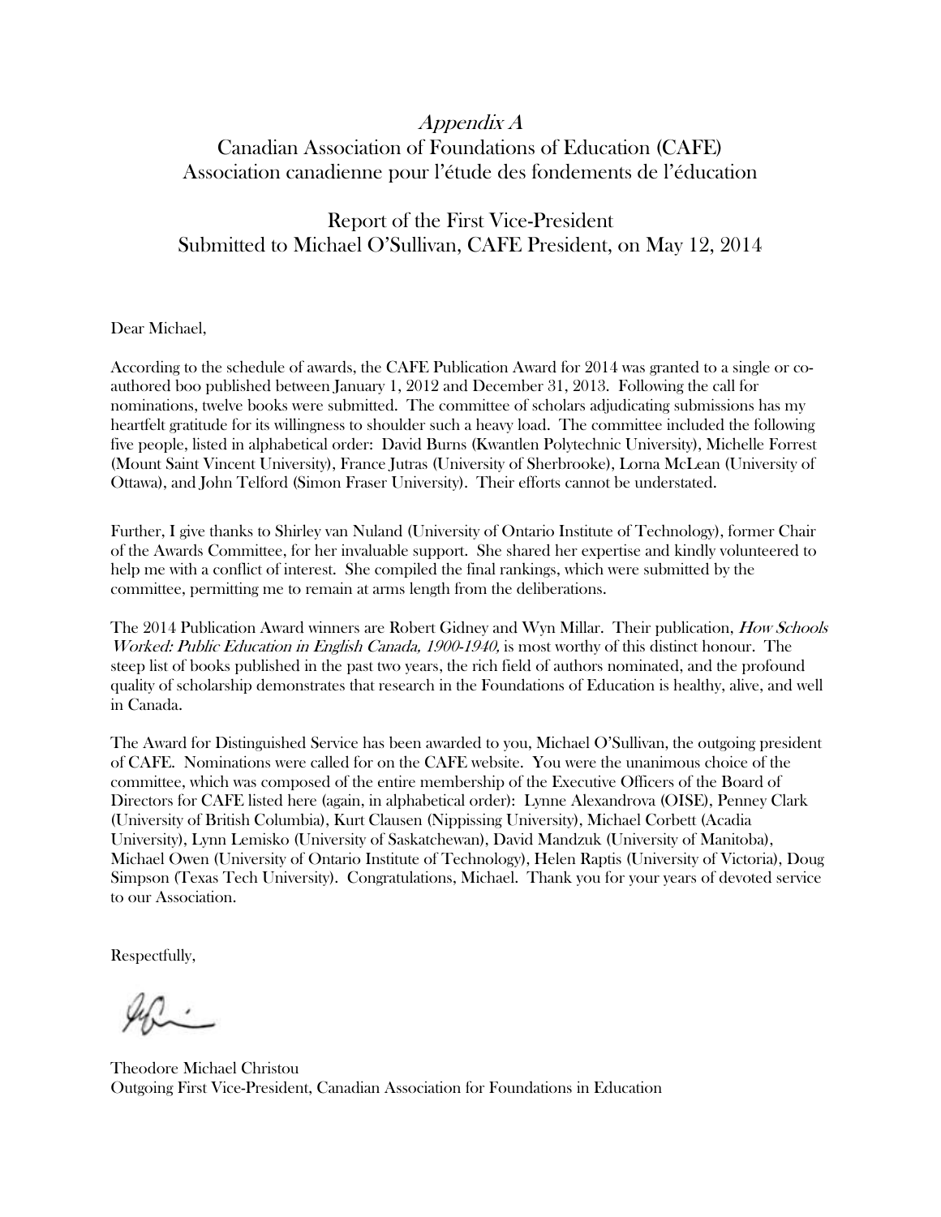*Appendix A*

Canadian Association of Foundations of Education (CAFE)
Association canadienne pour l'étude des fondements de l'éducation

Report of the First Vice-President
Submitted to Michael O'Sullivan, CAFE President, on May 12, 2014

Dear Michael,

According to the schedule of awards, the CAFE Publication Award for 2014 was granted to a single or co-authored boo published between January 1, 2012 and December 31, 2013. Following the call for nominations, twelve books were submitted. The committee of scholars adjudicating submissions has my heartfelt gratitude for its willingness to shoulder such a heavy load. The committee included the following five people, listed in alphabetical order: David Burns (Kwantlen Polytechnic University), Michelle Forrest (Mount Saint Vincent University), France Jutras (University of Sherbrooke), Lorna McLean (University of Ottawa), and John Telford (Simon Fraser University). Their efforts cannot be understated.

Further, I give thanks to Shirley van Nuland (University of Ontario Institute of Technology), former Chair of the Awards Committee, for her invaluable support. She shared her expertise and kindly volunteered to help me with a conflict of interest. She compiled the final rankings, which were submitted by the committee, permitting me to remain at arms length from the deliberations.

The 2014 Publication Award winners are Robert Gidney and Wyn Millar. Their publication, *How Schools Worked: Public Education in English Canada, 1900-1940,* is most worthy of this distinct honour. The steep list of books published in the past two years, the rich field of authors nominated, and the profound quality of scholarship demonstrates that research in the Foundations of Education is healthy, alive, and well in Canada.

The Award for Distinguished Service has been awarded to you, Michael O'Sullivan, the outgoing president of CAFE. Nominations were called for on the CAFE website. You were the unanimous choice of the committee, which was composed of the entire membership of the Executive Officers of the Board of Directors for CAFE listed here (again, in alphabetical order): Lynne Alexandrova (OISE), Penney Clark (University of British Columbia), Kurt Clausen (Nippissing University), Michael Corbett (Acadia University), Lynn Lemisko (University of Saskatchewan), David Mandzuk (University of Manitoba), Michael Owen (University of Ontario Institute of Technology), Helen Raptis (University of Victoria), Doug Simpson (Texas Tech University). Congratulations, Michael. Thank you for your years of devoted service to our Association.

Respectfully,

Theodore Michael Christou
Outgoing First Vice-President, Canadian Association for Foundations in Education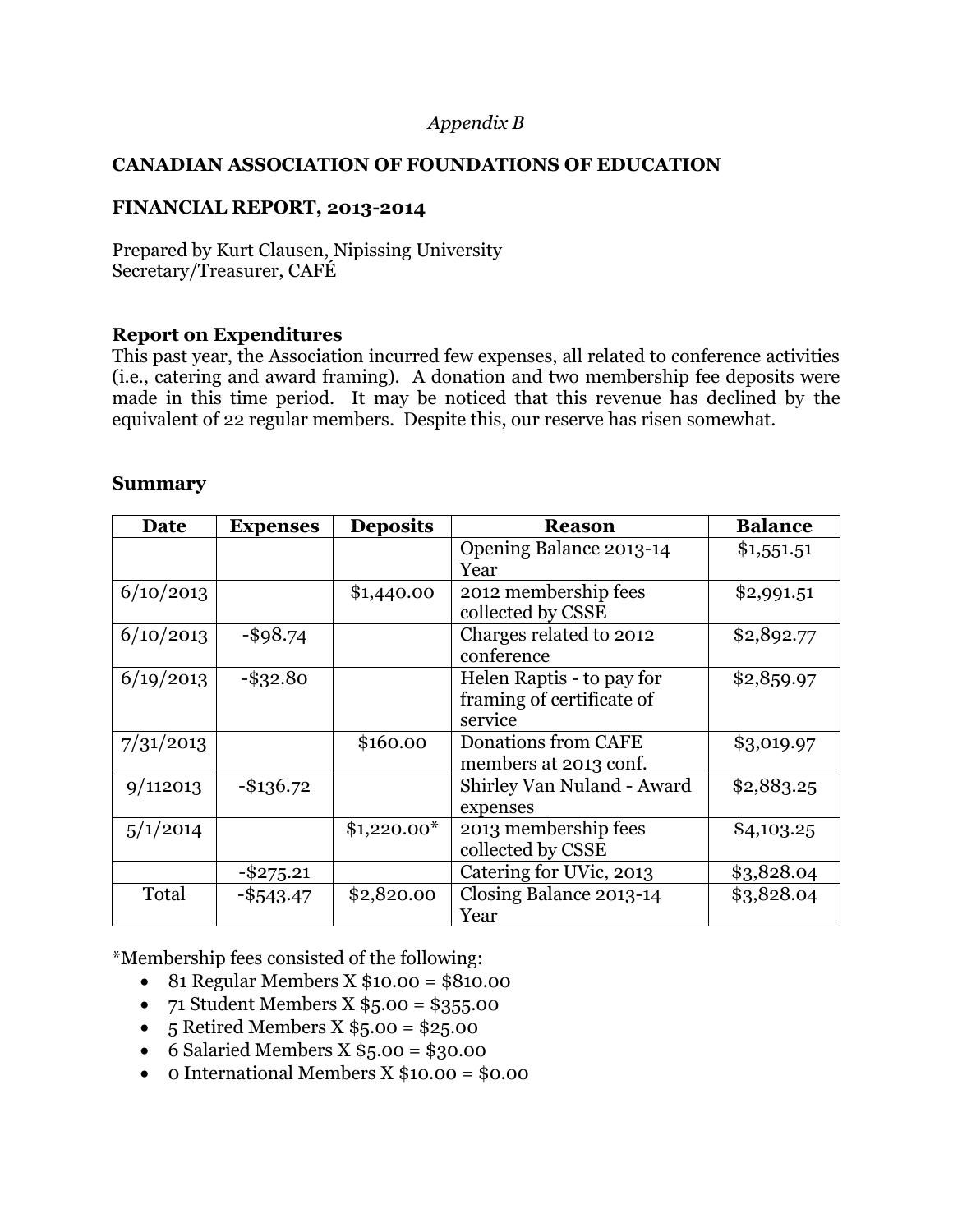*Appendix B*

**CANADIAN ASSOCIATION OF FOUNDATIONS OF EDUCATION**

**FINANCIAL REPORT, 2013-2014**

Prepared by Kurt Clausen, Nipissing University
Secretary/Treasurer, CAFÉ

**Report on Expenditures**

This past year, the Association incurred few expenses, all related to conference activities (i.e., catering and award framing). A donation and two membership fee deposits were made in this time period. It may be noticed that this revenue has declined by the equivalent of 22 regular members. Despite this, our reserve has risen somewhat.

**Summary**

| Date | Expenses | Deposits | Reason | Balance |
|---|---|---|---|---|
| | | | Opening Balance 2013-14 Year | $1,551.51 |
| 6/10/2013 | | $1,440.00 | 2012 membership fees collected by CSSE | $2,991.51 |
| 6/10/2013 | -$98.74 | | Charges related to 2012 conference | $2,892.77 |
| 6/19/2013 | -$32.80 | | Helen Raptis - to pay for framing of certificate of service | $2,859.97 |
| 7/31/2013 | | $160.00 | Donations from CAFE members at 2013 conf. | $3,019.97 |
| 9/112013 | -$136.72 | | Shirley Van Nuland - Award expenses | $2,883.25 |
| 5/1/2014 | | $1,220.00* | 2013 membership fees collected by CSSE | $4,103.25 |
| | -$275.21 | | Catering for UVic, 2013 | $3,828.04 |
| Total | -$543.47 | $2,820.00 | Closing Balance 2013-14 Year | $3,828.04 |

*Membership fees consisted of the following:

- 81 Regular Members X $10.00 = $810.00
- 71 Student Members X $5.00 = $355.00
- 5 Retired Members X $5.00 = $25.00
- 6 Salaried Members X $5.00 = $30.00
- 0 International Members X $10.00 = $0.00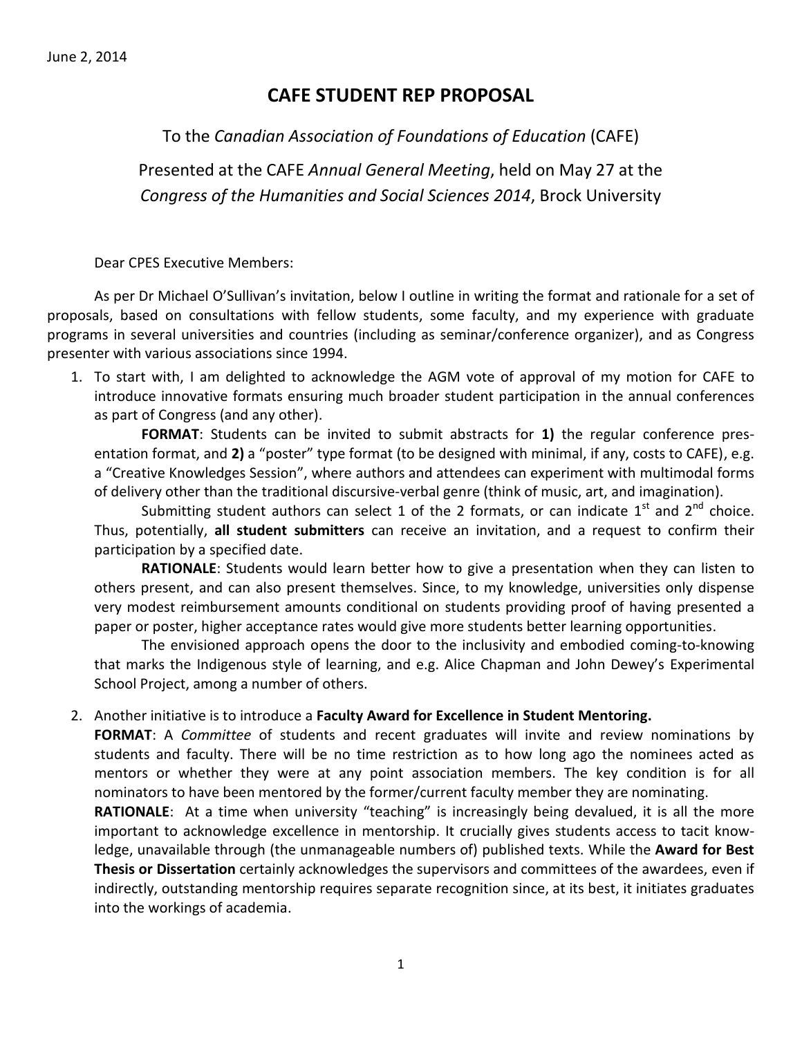June 2, 2014

# CAFE STUDENT REP PROPOSAL

To the *Canadian Association of Foundations of Education* (CAFE)

Presented at the CAFE *Annual General Meeting*, held on May 27 at the *Congress of the Humanities and Social Sciences 2014*, Brock University

Dear CPES Executive Members:

As per Dr Michael O'Sullivan's invitation, below I outline in writing the format and rationale for a set of proposals, based on consultations with fellow students, some faculty, and my experience with graduate programs in several universities and countries (including as seminar/conference organizer), and as Congress presenter with various associations since 1994.

1. To start with, I am delighted to acknowledge the AGM vote of approval of my motion for CAFE to introduce innovative formats ensuring much broader student participation in the annual conferences as part of Congress (and any other).

   **FORMAT**: Students can be invited to submit abstracts for **1)** the regular conference presentation format, and **2)** a "poster" type format (to be designed with minimal, if any, costs to CAFE), e.g. a "Creative Knowledges Session", where authors and attendees can experiment with multimodal forms of delivery other than the traditional discursive-verbal genre (think of music, art, and imagination).

   Submitting student authors can select 1 of the 2 formats, or can indicate 1st and 2nd choice. Thus, potentially, **all student submitters** can receive an invitation, and a request to confirm their participation by a specified date.

   **RATIONALE**: Students would learn better how to give a presentation when they can listen to others present, and can also present themselves. Since, to my knowledge, universities only dispense very modest reimbursement amounts conditional on students providing proof of having presented a paper or poster, higher acceptance rates would give more students better learning opportunities.

   The envisioned approach opens the door to the inclusivity and embodied coming-to-knowing that marks the Indigenous style of learning, and e.g. Alice Chapman and John Dewey's Experimental School Project, among a number of others.

2. Another initiative is to introduce a **Faculty Award for Excellence in Student Mentoring.**

   **FORMAT**: A *Committee* of students and recent graduates will invite and review nominations by students and faculty. There will be no time restriction as to how long ago the nominees acted as mentors or whether they were at any point association members. The key condition is for all nominators to have been mentored by the former/current faculty member they are nominating.

   **RATIONALE**: At a time when university "teaching" is increasingly being devalued, it is all the more important to acknowledge excellence in mentorship. It crucially gives students access to tacit knowledge, unavailable through (the unmanageable numbers of) published texts. While the **Award for Best Thesis or Dissertation** certainly acknowledges the supervisors and committees of the awardees, even if indirectly, outstanding mentorship requires separate recognition since, at its best, it initiates graduates into the workings of academia.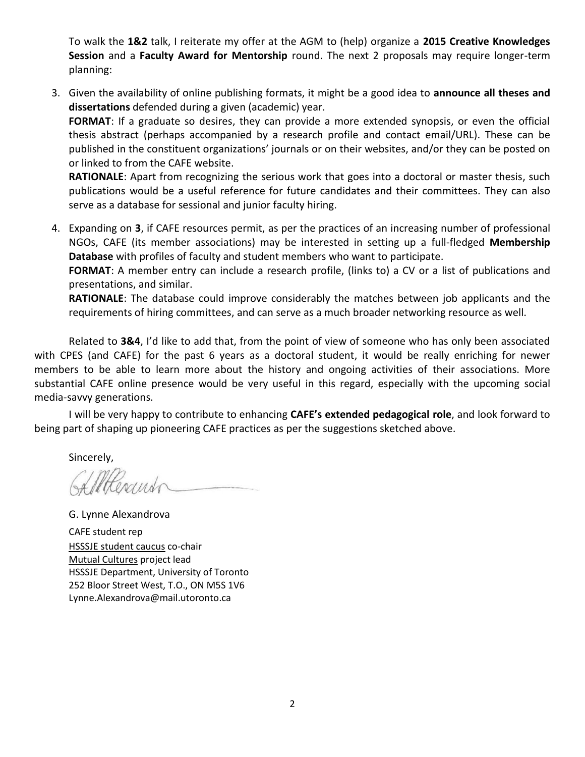To walk the **1&2** talk, I reiterate my offer at the AGM to (help) organize a **2015 Creative Knowledges Session** and a **Faculty Award for Mentorship** round. The next 2 proposals may require longer-term planning:

3. Given the availability of online publishing formats, it might be a good idea to **announce all theses and dissertations** defended during a given (academic) year.
   **FORMAT**: If a graduate so desires, they can provide a more extended synopsis, or even the official thesis abstract (perhaps accompanied by a research profile and contact email/URL). These can be published in the constituent organizations' journals or on their websites, and/or they can be posted on or linked to from the CAFE website.
   **RATIONALE**: Apart from recognizing the serious work that goes into a doctoral or master thesis, such publications would be a useful reference for future candidates and their committees. They can also serve as a database for sessional and junior faculty hiring.

4. Expanding on **3**, if CAFE resources permit, as per the practices of an increasing number of professional NGOs, CAFE (its member associations) may be interested in setting up a full-fledged **Membership Database** with profiles of faculty and student members who want to participate.
   **FORMAT**: A member entry can include a research profile, (links to) a CV or a list of publications and presentations, and similar.
   **RATIONALE**: The database could improve considerably the matches between job applicants and the requirements of hiring committees, and can serve as a much broader networking resource as well.

Related to **3&4**, I'd like to add that, from the point of view of someone who has only been associated with CPES (and CAFE) for the past 6 years as a doctoral student, it would be really enriching for newer members to be able to learn more about the history and ongoing activities of their associations. More substantial CAFE online presence would be very useful in this regard, especially with the upcoming social media-savvy generations.

I will be very happy to contribute to enhancing **CAFE's extended pedagogical role**, and look forward to being part of shaping up pioneering CAFE practices as per the suggestions sketched above.

Sincerely,

G. Lynne Alexandrova
CAFE student rep
HSSSJE student caucus co-chair
Mutual Cultures project lead
HSSSJE Department, University of Toronto
252 Bloor Street West, T.O., ON M5S 1V6
Lynne.Alexandrova@mail.utoronto.ca